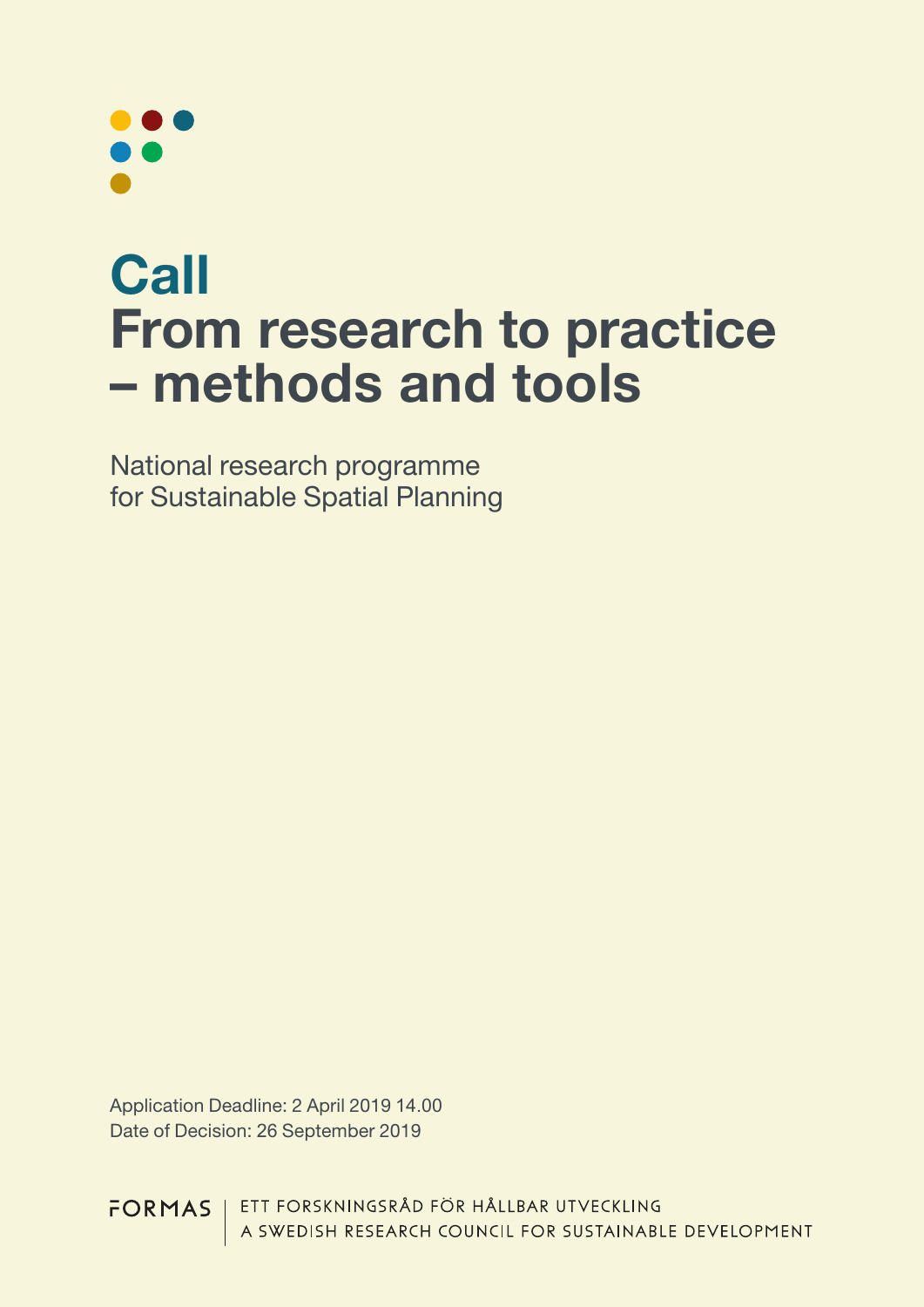# Call
# From research to practice – methods and tools

National research programme
for Sustainable Spatial Planning

Application Deadline: 2 April 2019 14.00
Date of Decision: 26 September 2019

FORMAS | ETT FORSKNINGSRÅD FÖR HÅLLBAR UTVECKLING
A SWEDISH RESEARCH COUNCIL FOR SUSTAINABLE DEVELOPMENT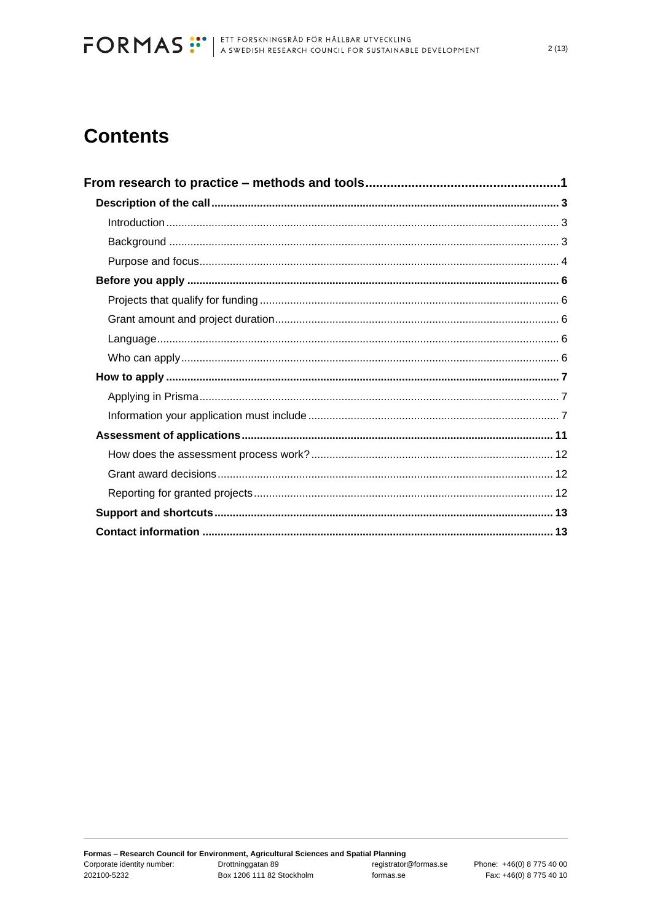# Contents

**From research to practice – methods and tools** ..... **1**

- **Description of the call** ..... **3**
  - Introduction ..... 3
  - Background ..... 3
  - Purpose and focus ..... 4
- **Before you apply** ..... **6**
  - Projects that qualify for funding ..... 6
  - Grant amount and project duration ..... 6
  - Language ..... 6
  - Who can apply ..... 6
- **How to apply** ..... **7**
  - Applying in Prisma ..... 7
  - Information your application must include ..... 7
- **Assessment of applications** ..... **11**
  - How does the assessment process work? ..... 12
  - Grant award decisions ..... 12
  - Reporting for granted projects ..... 12
- **Support and shortcuts** ..... **13**
- **Contact information** ..... **13**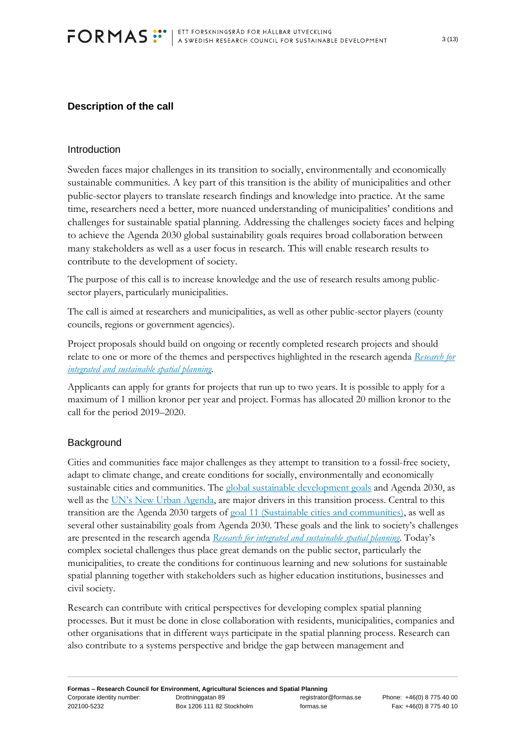## Description of the call

### Introduction

Sweden faces major challenges in its transition to socially, environmentally and economically sustainable communities. A key part of this transition is the ability of municipalities and other public-sector players to translate research findings and knowledge into practice. At the same time, researchers need a better, more nuanced understanding of municipalities' conditions and challenges for sustainable spatial planning. Addressing the challenges society faces and helping to achieve the Agenda 2030 global sustainability goals requires broad collaboration between many stakeholders as well as a user focus in research. This will enable research results to contribute to the development of society.

The purpose of this call is to increase knowledge and the use of research results among public-sector players, particularly municipalities.

The call is aimed at researchers and municipalities, as well as other public-sector players (county councils, regions or government agencies).

Project proposals should build on ongoing or recently completed research projects and should relate to one or more of the themes and perspectives highlighted in the research agenda *Research for integrated and sustainable spatial planning*.

Applicants can apply for grants for projects that run up to two years. It is possible to apply for a maximum of 1 million kronor per year and project. Formas has allocated 20 million kronor to the call for the period 2019–2020.

### Background

Cities and communities face major challenges as they attempt to transition to a fossil-free society, adapt to climate change, and create conditions for socially, environmentally and economically sustainable cities and communities. The global sustainable development goals and Agenda 2030, as well as the UN's New Urban Agenda, are major drivers in this transition process. Central to this transition are the Agenda 2030 targets of goal 11 (Sustainable cities and communities), as well as several other sustainability goals from Agenda 2030. These goals and the link to society's challenges are presented in the research agenda *Research for integrated and sustainable spatial planning*. Today's complex societal challenges thus place great demands on the public sector, particularly the municipalities, to create the conditions for continuous learning and new solutions for sustainable spatial planning together with stakeholders such as higher education institutions, businesses and civil society.

Research can contribute with critical perspectives for developing complex spatial planning processes. But it must be done in close collaboration with residents, municipalities, companies and other organisations that in different ways participate in the spatial planning process. Research can also contribute to a systems perspective and bridge the gap between management and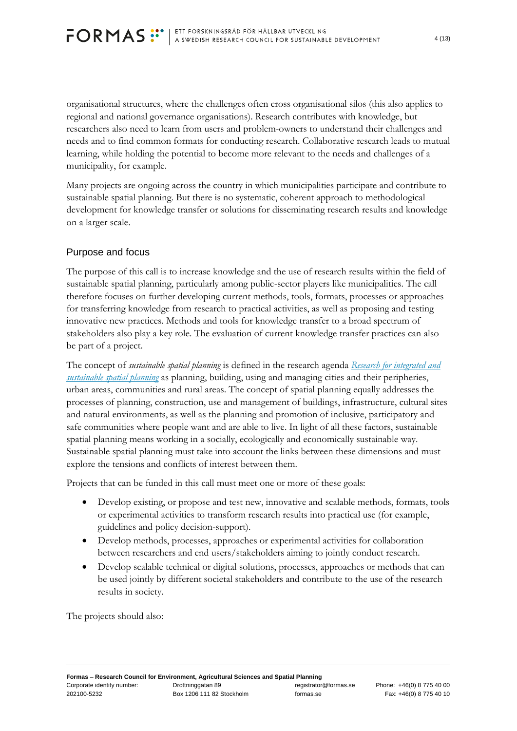organisational structures, where the challenges often cross organisational silos (this also applies to regional and national governance organisations). Research contributes with knowledge, but researchers also need to learn from users and problem-owners to understand their challenges and needs and to find common formats for conducting research. Collaborative research leads to mutual learning, while holding the potential to become more relevant to the needs and challenges of a municipality, for example.

Many projects are ongoing across the country in which municipalities participate and contribute to sustainable spatial planning. But there is no systematic, coherent approach to methodological development for knowledge transfer or solutions for disseminating research results and knowledge on a larger scale.

## Purpose and focus

The purpose of this call is to increase knowledge and the use of research results within the field of sustainable spatial planning, particularly among public-sector players like municipalities. The call therefore focuses on further developing current methods, tools, formats, processes or approaches for transferring knowledge from research to practical activities, as well as proposing and testing innovative new practices. Methods and tools for knowledge transfer to a broad spectrum of stakeholders also play a key role. The evaluation of current knowledge transfer practices can also be part of a project.

The concept of *sustainable spatial planning* is defined in the research agenda *Research for integrated and sustainable spatial planning* as planning, building, using and managing cities and their peripheries, urban areas, communities and rural areas. The concept of spatial planning equally addresses the processes of planning, construction, use and management of buildings, infrastructure, cultural sites and natural environments, as well as the planning and promotion of inclusive, participatory and safe communities where people want and are able to live. In light of all these factors, sustainable spatial planning means working in a socially, ecologically and economically sustainable way. Sustainable spatial planning must take into account the links between these dimensions and must explore the tensions and conflicts of interest between them.

Projects that can be funded in this call must meet one or more of these goals:

- Develop existing, or propose and test new, innovative and scalable methods, formats, tools or experimental activities to transform research results into practical use (for example, guidelines and policy decision-support).
- Develop methods, processes, approaches or experimental activities for collaboration between researchers and end users/stakeholders aiming to jointly conduct research.
- Develop scalable technical or digital solutions, processes, approaches or methods that can be used jointly by different societal stakeholders and contribute to the use of the research results in society.

The projects should also: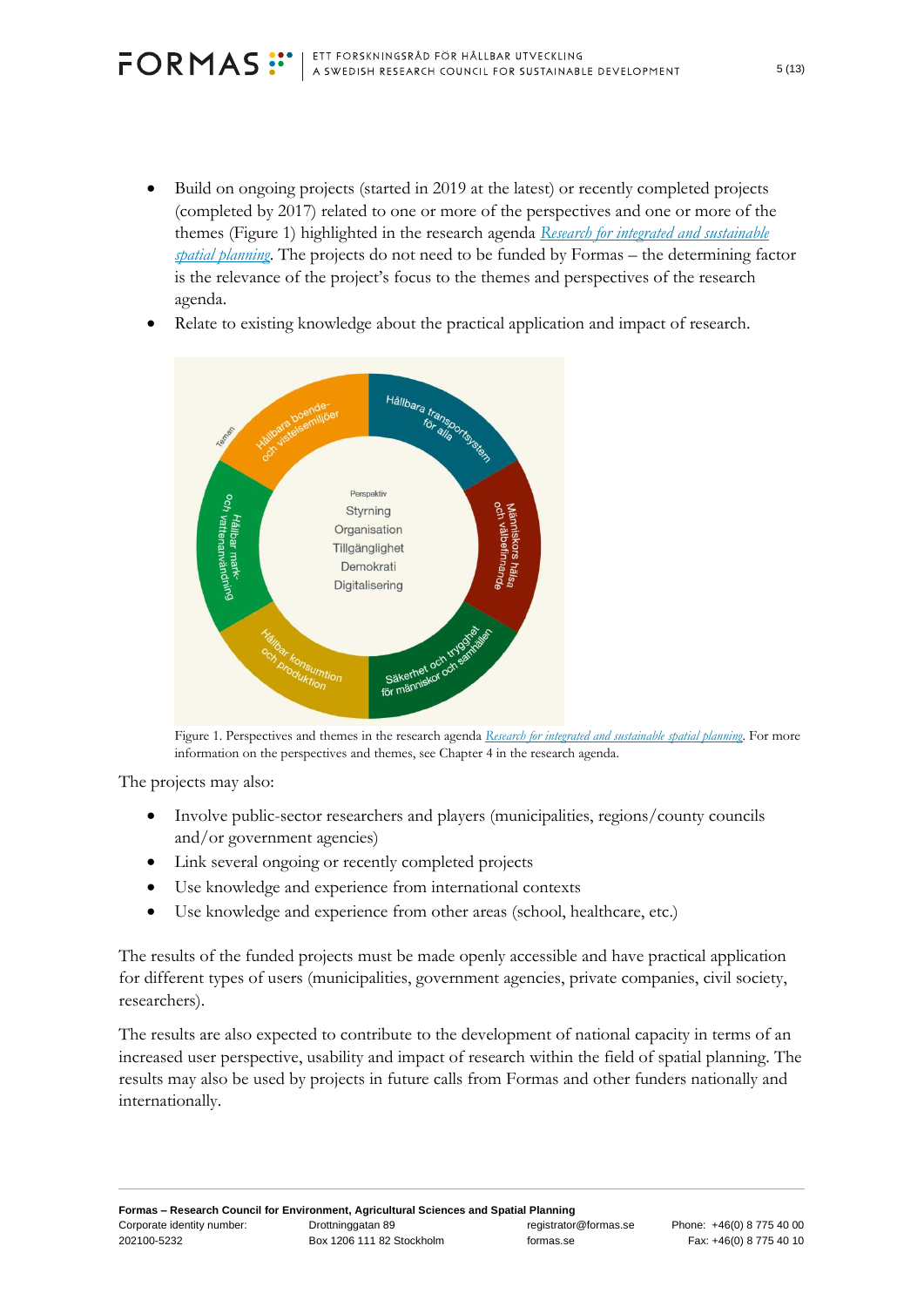- Build on ongoing projects (started in 2019 at the latest) or recently completed projects (completed by 2017) related to one or more of the perspectives and one or more of the themes (Figure 1) highlighted in the research agenda *Research for integrated and sustainable spatial planning*. The projects do not need to be funded by Formas – the determining factor is the relevance of the project's focus to the themes and perspectives of the research agenda.
- Relate to existing knowledge about the practical application and impact of research.

Figure 1. Perspectives and themes in the research agenda *Research for integrated and sustainable spatial planning*. For more information on the perspectives and themes, see Chapter 4 in the research agenda.

The projects may also:

- Involve public-sector researchers and players (municipalities, regions/county councils and/or government agencies)
- Link several ongoing or recently completed projects
- Use knowledge and experience from international contexts
- Use knowledge and experience from other areas (school, healthcare, etc.)

The results of the funded projects must be made openly accessible and have practical application for different types of users (municipalities, government agencies, private companies, civil society, researchers).

The results are also expected to contribute to the development of national capacity in terms of an increased user perspective, usability and impact of research within the field of spatial planning. The results may also be used by projects in future calls from Formas and other funders nationally and internationally.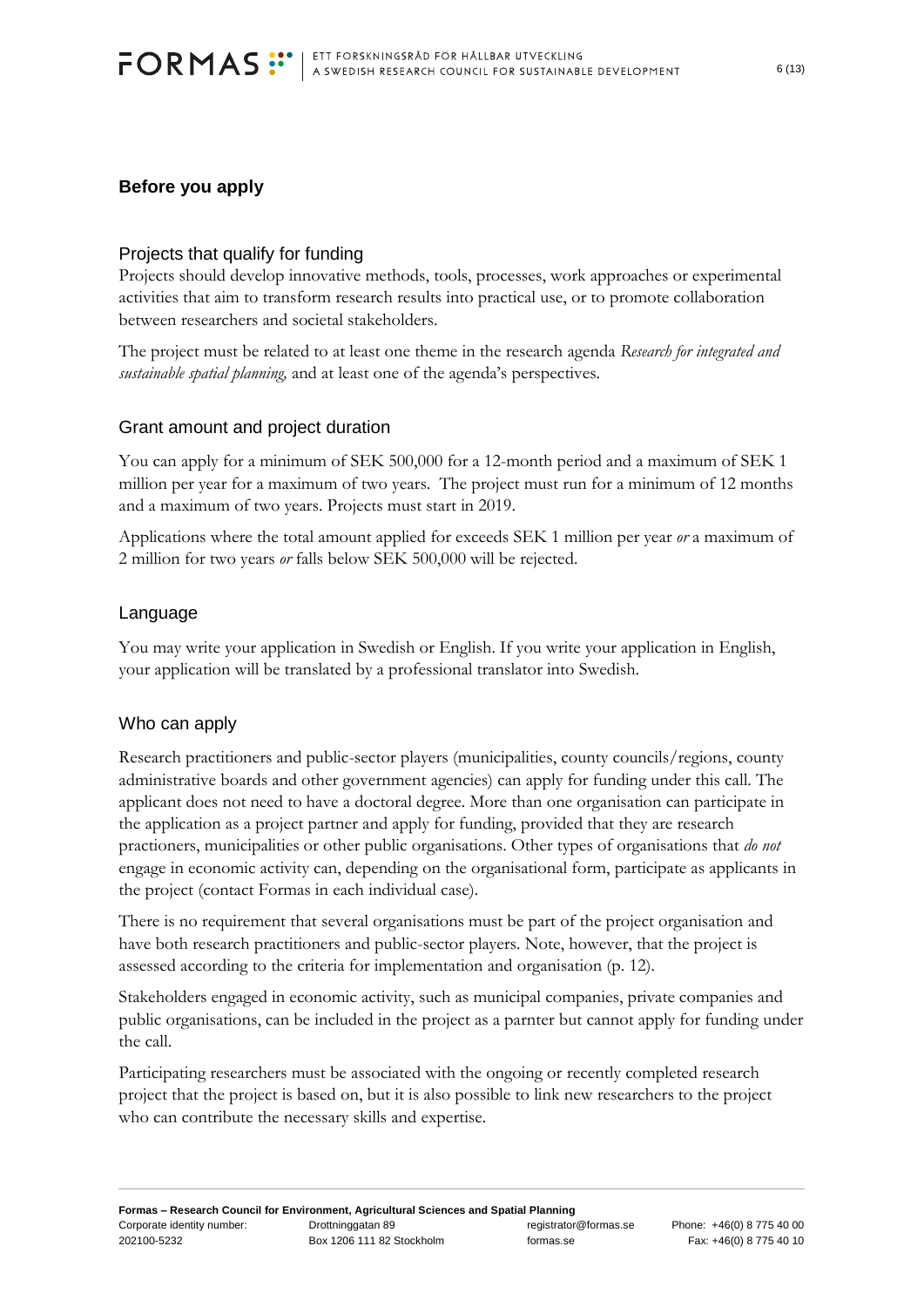## Before you apply

### Projects that qualify for funding

Projects should develop innovative methods, tools, processes, work approaches or experimental activities that aim to transform research results into practical use, or to promote collaboration between researchers and societal stakeholders.

The project must be related to at least one theme in the research agenda *Research for integrated and sustainable spatial planning,* and at least one of the agenda's perspectives.

### Grant amount and project duration

You can apply for a minimum of SEK 500,000 for a 12-month period and a maximum of SEK 1 million per year for a maximum of two years. The project must run for a minimum of 12 months and a maximum of two years. Projects must start in 2019.

Applications where the total amount applied for exceeds SEK 1 million per year *or* a maximum of 2 million for two years *or* falls below SEK 500,000 will be rejected.

### Language

You may write your application in Swedish or English. If you write your application in English, your application will be translated by a professional translator into Swedish.

### Who can apply

Research practitioners and public-sector players (municipalities, county councils/regions, county administrative boards and other government agencies) can apply for funding under this call. The applicant does not need to have a doctoral degree. More than one organisation can participate in the application as a project partner and apply for funding, provided that they are research practioners, municipalities or other public organisations. Other types of organisations that *do not* engage in economic activity can, depending on the organisational form, participate as applicants in the project (contact Formas in each individual case).

There is no requirement that several organisations must be part of the project organisation and have both research practitioners and public-sector players. Note, however, that the project is assessed according to the criteria for implementation and organisation (p. 12).

Stakeholders engaged in economic activity, such as municipal companies, private companies and public organisations, can be included in the project as a parnter but cannot apply for funding under the call.

Participating researchers must be associated with the ongoing or recently completed research project that the project is based on, but it is also possible to link new researchers to the project who can contribute the necessary skills and expertise.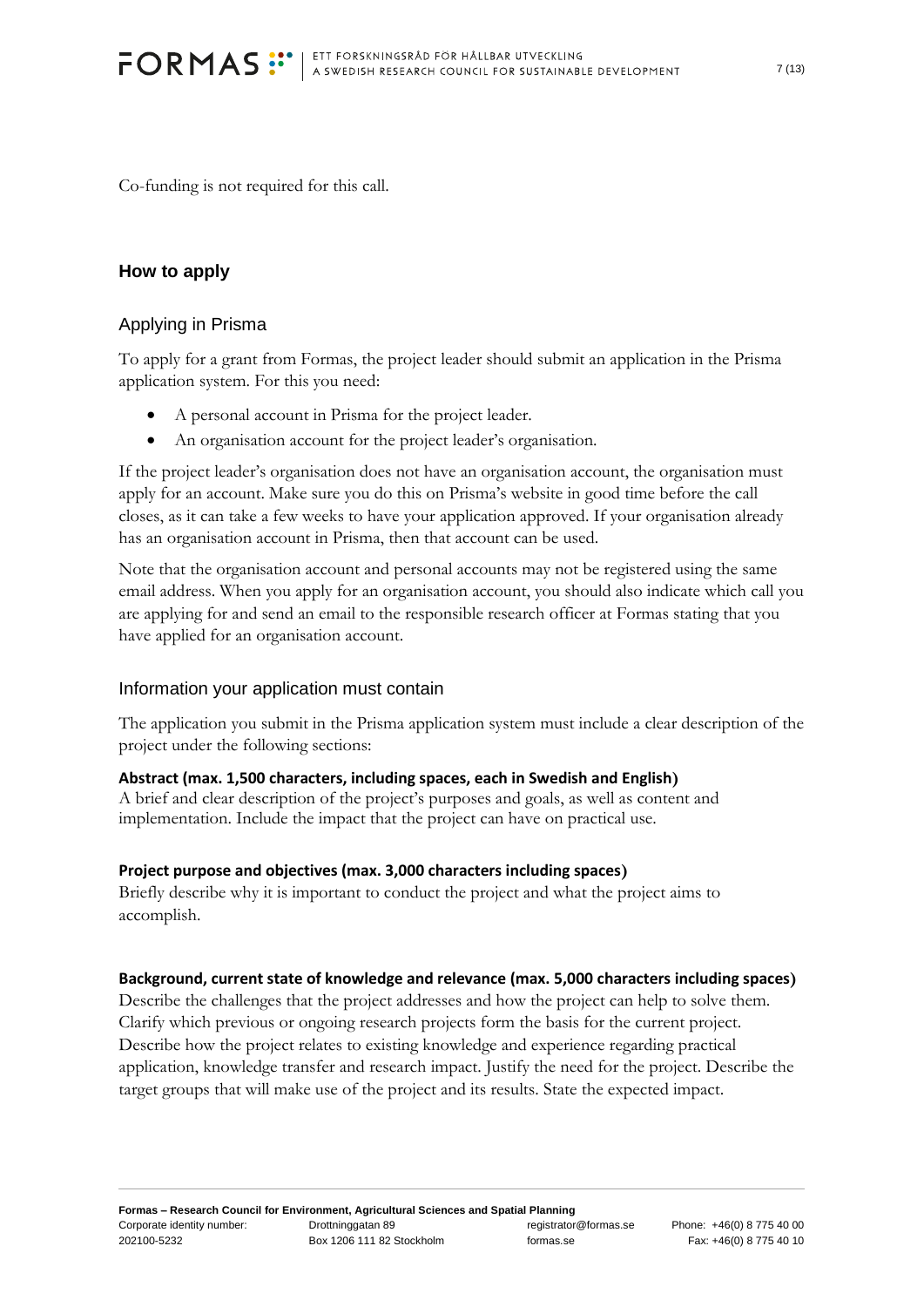Co-funding is not required for this call.

## How to apply

### Applying in Prisma

To apply for a grant from Formas, the project leader should submit an application in the Prisma application system. For this you need:

- A personal account in Prisma for the project leader.
- An organisation account for the project leader's organisation.

If the project leader's organisation does not have an organisation account, the organisation must apply for an account. Make sure you do this on Prisma's website in good time before the call closes, as it can take a few weeks to have your application approved. If your organisation already has an organisation account in Prisma, then that account can be used.

Note that the organisation account and personal accounts may not be registered using the same email address. When you apply for an organisation account, you should also indicate which call you are applying for and send an email to the responsible research officer at Formas stating that you have applied for an organisation account.

### Information your application must contain

The application you submit in the Prisma application system must include a clear description of the project under the following sections:

**Abstract (max. 1,500 characters, including spaces, each in Swedish and English)**
A brief and clear description of the project's purposes and goals, as well as content and implementation. Include the impact that the project can have on practical use.

**Project purpose and objectives (max. 3,000 characters including spaces)**
Briefly describe why it is important to conduct the project and what the project aims to accomplish.

**Background, current state of knowledge and relevance (max. 5,000 characters including spaces)**
Describe the challenges that the project addresses and how the project can help to solve them. Clarify which previous or ongoing research projects form the basis for the current project. Describe how the project relates to existing knowledge and experience regarding practical application, knowledge transfer and research impact. Justify the need for the project. Describe the target groups that will make use of the project and its results. State the expected impact.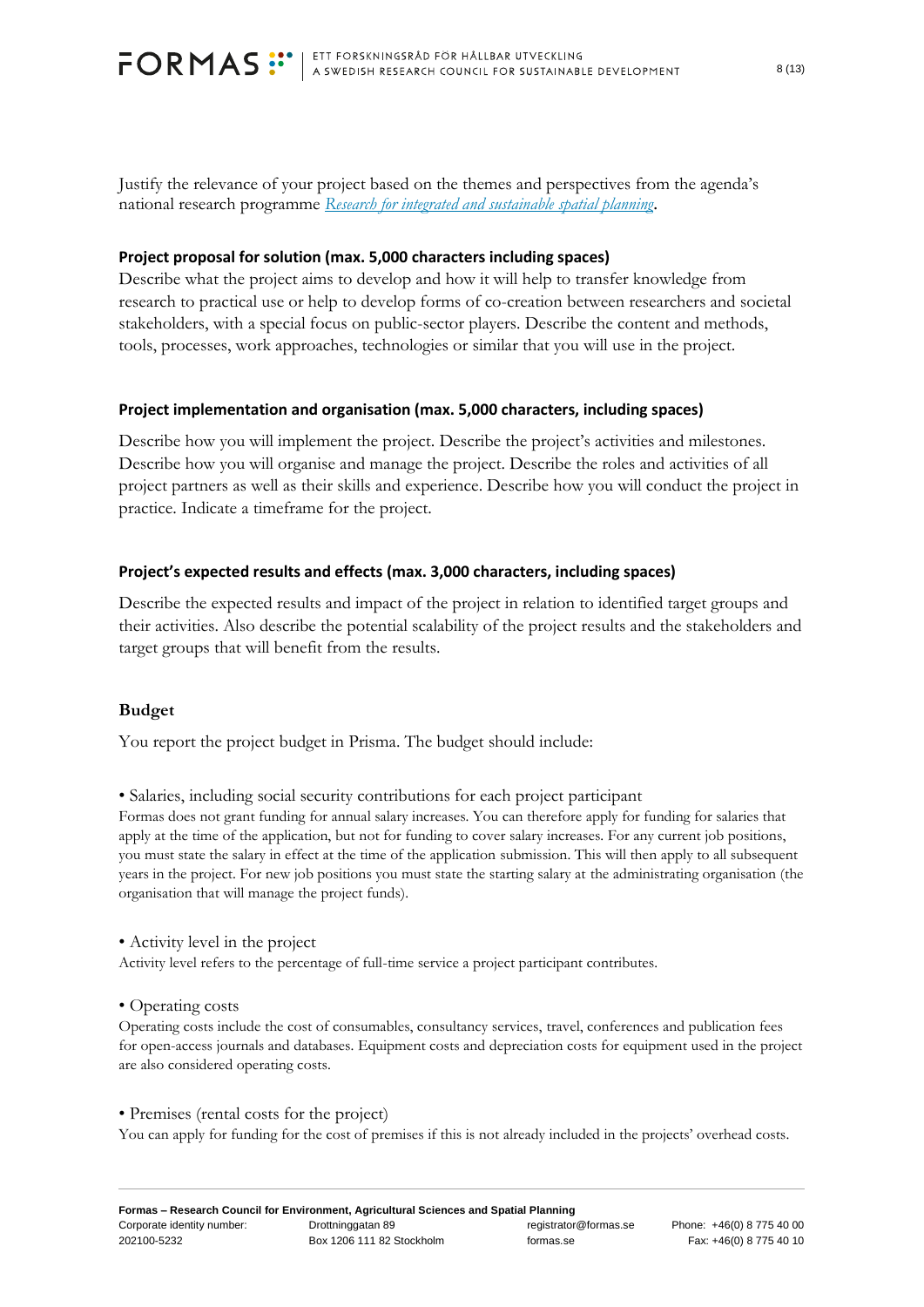Justify the relevance of your project based on the themes and perspectives from the agenda's national research programme *Research for integrated and sustainable spatial planning*.

### Project proposal for solution (max. 5,000 characters including spaces)

Describe what the project aims to develop and how it will help to transfer knowledge from research to practical use or help to develop forms of co-creation between researchers and societal stakeholders, with a special focus on public-sector players. Describe the content and methods, tools, processes, work approaches, technologies or similar that you will use in the project.

### Project implementation and organisation (max. 5,000 characters, including spaces)

Describe how you will implement the project. Describe the project's activities and milestones. Describe how you will organise and manage the project. Describe the roles and activities of all project partners as well as their skills and experience. Describe how you will conduct the project in practice. Indicate a timeframe for the project.

### Project's expected results and effects (max. 3,000 characters, including spaces)

Describe the expected results and impact of the project in relation to identified target groups and their activities. Also describe the potential scalability of the project results and the stakeholders and target groups that will benefit from the results.

### Budget

You report the project budget in Prisma. The budget should include:

• Salaries, including social security contributions for each project participant

Formas does not grant funding for annual salary increases. You can therefore apply for funding for salaries that apply at the time of the application, but not for funding to cover salary increases. For any current job positions, you must state the salary in effect at the time of the application submission. This will then apply to all subsequent years in the project. For new job positions you must state the starting salary at the administrating organisation (the organisation that will manage the project funds).

• Activity level in the project

Activity level refers to the percentage of full-time service a project participant contributes.

• Operating costs

Operating costs include the cost of consumables, consultancy services, travel, conferences and publication fees for open-access journals and databases. Equipment costs and depreciation costs for equipment used in the project are also considered operating costs.

• Premises (rental costs for the project)

You can apply for funding for the cost of premises if this is not already included in the projects' overhead costs.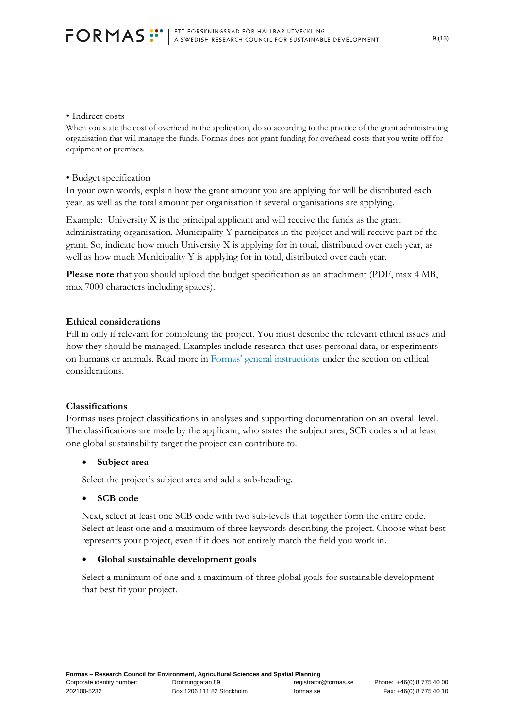• Indirect costs

When you state the cost of overhead in the application, do so according to the practice of the grant administrating organisation that will manage the funds. Formas does not grant funding for overhead costs that you write off for equipment or premises.

• Budget specification

In your own words, explain how the grant amount you are applying for will be distributed each year, as well as the total amount per organisation if several organisations are applying.

Example: University X is the principal applicant and will receive the funds as the grant administrating organisation. Municipality Y participates in the project and will receive part of the grant. So, indicate how much University X is applying for in total, distributed over each year, as well as how much Municipality Y is applying for in total, distributed over each year.

**Please note** that you should upload the budget specification as an attachment (PDF, max 4 MB, max 7000 characters including spaces).

**Ethical considerations**

Fill in only if relevant for completing the project. You must describe the relevant ethical issues and how they should be managed. Examples include research that uses personal data, or experiments on humans or animals. Read more in [Formas' general instructions]() under the section on ethical considerations.

**Classifications**

Formas uses project classifications in analyses and supporting documentation on an overall level. The classifications are made by the applicant, who states the subject area, SCB codes and at least one global sustainability target the project can contribute to.

- **Subject area**

  Select the project's subject area and add a sub-heading.

- **SCB code**

  Next, select at least one SCB code with two sub-levels that together form the entire code. Select at least one and a maximum of three keywords describing the project. Choose what best represents your project, even if it does not entirely match the field you work in.

- **Global sustainable development goals**

  Select a minimum of one and a maximum of three global goals for sustainable development that best fit your project.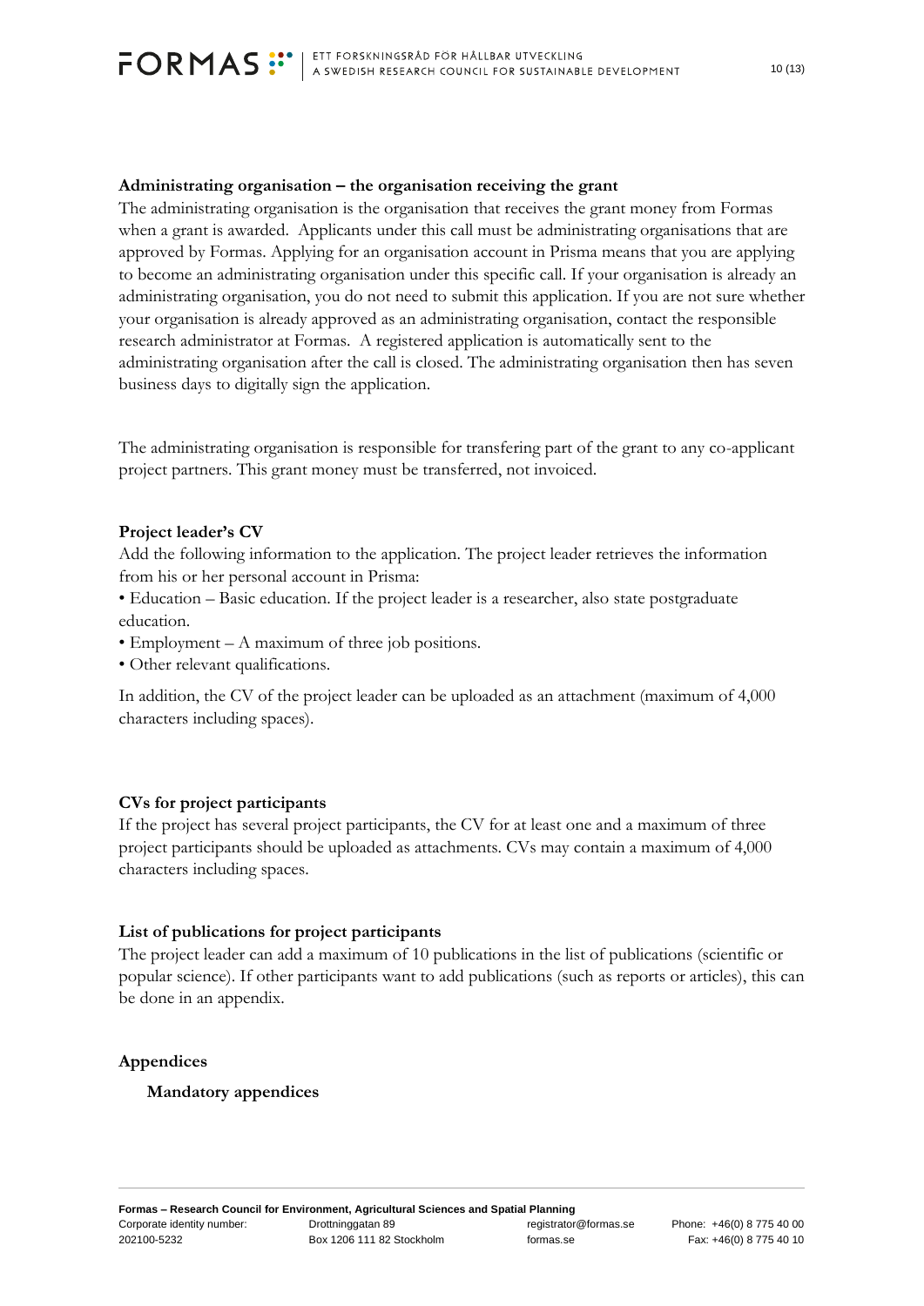**Administrating organisation – the organisation receiving the grant**

The administrating organisation is the organisation that receives the grant money from Formas when a grant is awarded. Applicants under this call must be administrating organisations that are approved by Formas. Applying for an organisation account in Prisma means that you are applying to become an administrating organisation under this specific call. If your organisation is already an administrating organisation, you do not need to submit this application. If you are not sure whether your organisation is already approved as an administrating organisation, contact the responsible research administrator at Formas. A registered application is automatically sent to the administrating organisation after the call is closed. The administrating organisation then has seven business days to digitally sign the application.

The administrating organisation is responsible for transfering part of the grant to any co-applicant project partners. This grant money must be transferred, not invoiced.

**Project leader's CV**

Add the following information to the application. The project leader retrieves the information from his or her personal account in Prisma:

- Education – Basic education. If the project leader is a researcher, also state postgraduate education.
- Employment – A maximum of three job positions.
- Other relevant qualifications.

In addition, the CV of the project leader can be uploaded as an attachment (maximum of 4,000 characters including spaces).

**CVs for project participants**

If the project has several project participants, the CV for at least one and a maximum of three project participants should be uploaded as attachments. CVs may contain a maximum of 4,000 characters including spaces.

**List of publications for project participants**

The project leader can add a maximum of 10 publications in the list of publications (scientific or popular science). If other participants want to add publications (such as reports or articles), this can be done in an appendix.

## Appendices

### Mandatory appendices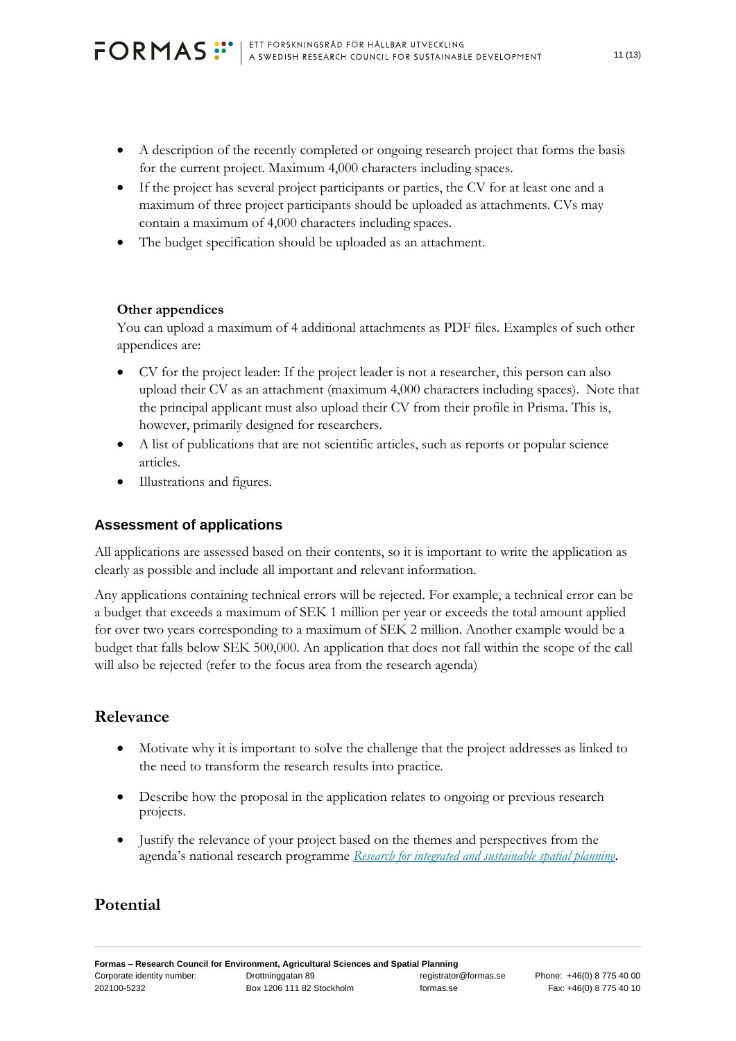- A description of the recently completed or ongoing research project that forms the basis for the current project. Maximum 4,000 characters including spaces.
- If the project has several project participants or parties, the CV for at least one and a maximum of three project participants should be uploaded as attachments. CVs may contain a maximum of 4,000 characters including spaces.
- The budget specification should be uploaded as an attachment.

**Other appendices**

You can upload a maximum of 4 additional attachments as PDF files. Examples of such other appendices are:

- CV for the project leader: If the project leader is not a researcher, this person can also upload their CV as an attachment (maximum 4,000 characters including spaces). Note that the principal applicant must also upload their CV from their profile in Prisma. This is, however, primarily designed for researchers.
- A list of publications that are not scientific articles, such as reports or popular science articles.
- Illustrations and figures.

### Assessment of applications

All applications are assessed based on their contents, so it is important to write the application as clearly as possible and include all important and relevant information.

Any applications containing technical errors will be rejected. For example, a technical error can be a budget that exceeds a maximum of SEK 1 million per year or exceeds the total amount applied for over two years corresponding to a maximum of SEK 2 million. Another example would be a budget that falls below SEK 500,000. An application that does not fall within the scope of the call will also be rejected (refer to the focus area from the research agenda)

## Relevance

- Motivate why it is important to solve the challenge that the project addresses as linked to the need to transform the research results into practice.
- Describe how the proposal in the application relates to ongoing or previous research projects.
- Justify the relevance of your project based on the themes and perspectives from the agenda's national research programme *Research for integrated and sustainable spatial planning*.

## Potential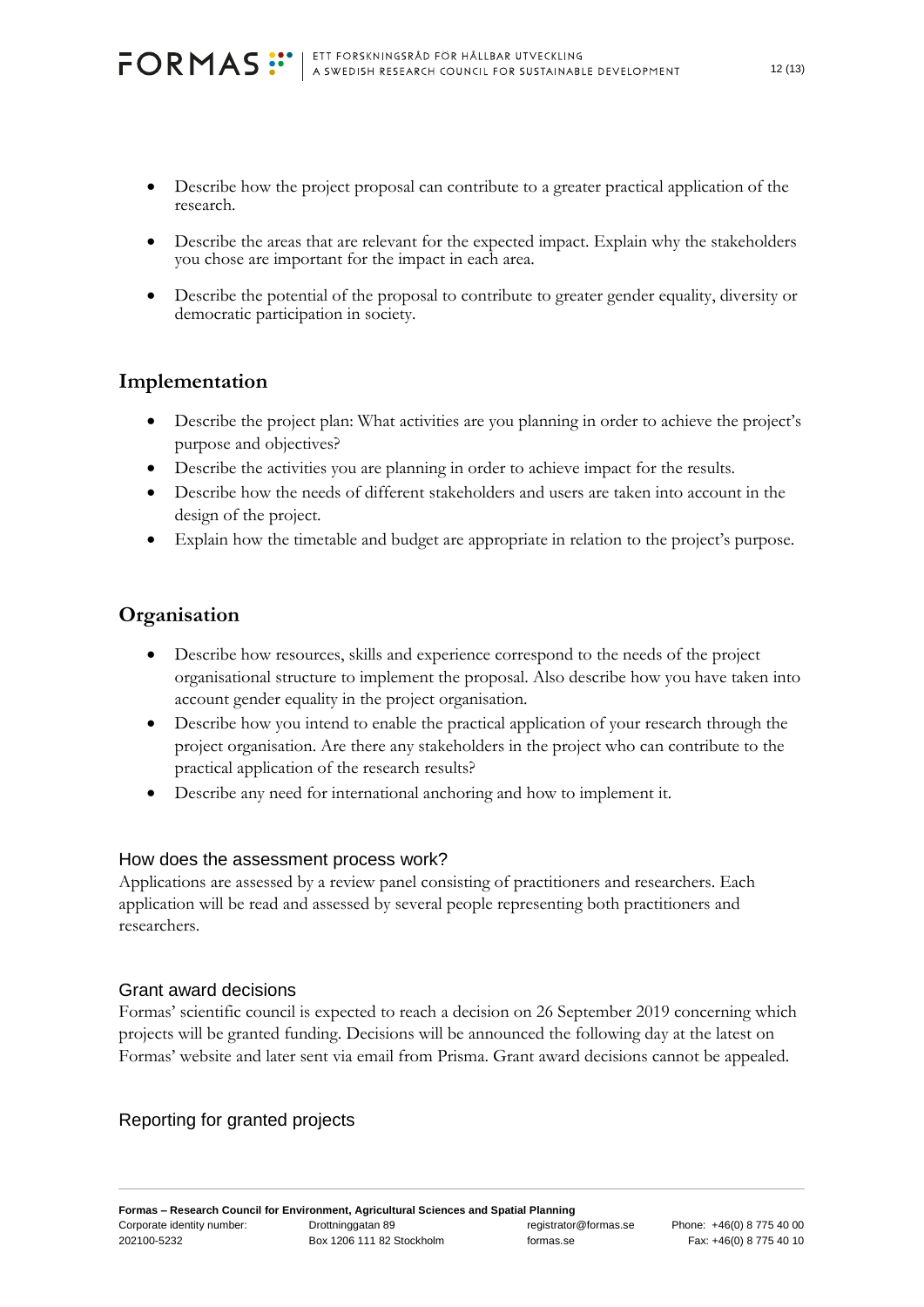- Describe how the project proposal can contribute to a greater practical application of the research.
- Describe the areas that are relevant for the expected impact. Explain why the stakeholders you chose are important for the impact in each area.
- Describe the potential of the proposal to contribute to greater gender equality, diversity or democratic participation in society.

## Implementation

- Describe the project plan: What activities are you planning in order to achieve the project's purpose and objectives?
- Describe the activities you are planning in order to achieve impact for the results.
- Describe how the needs of different stakeholders and users are taken into account in the design of the project.
- Explain how the timetable and budget are appropriate in relation to the project's purpose.

## Organisation

- Describe how resources, skills and experience correspond to the needs of the project organisational structure to implement the proposal. Also describe how you have taken into account gender equality in the project organisation.
- Describe how you intend to enable the practical application of your research through the project organisation. Are there any stakeholders in the project who can contribute to the practical application of the research results?
- Describe any need for international anchoring and how to implement it.

### How does the assessment process work?

Applications are assessed by a review panel consisting of practitioners and researchers. Each application will be read and assessed by several people representing both practitioners and researchers.

### Grant award decisions

Formas' scientific council is expected to reach a decision on 26 September 2019 concerning which projects will be granted funding. Decisions will be announced the following day at the latest on Formas' website and later sent via email from Prisma. Grant award decisions cannot be appealed.

### Reporting for granted projects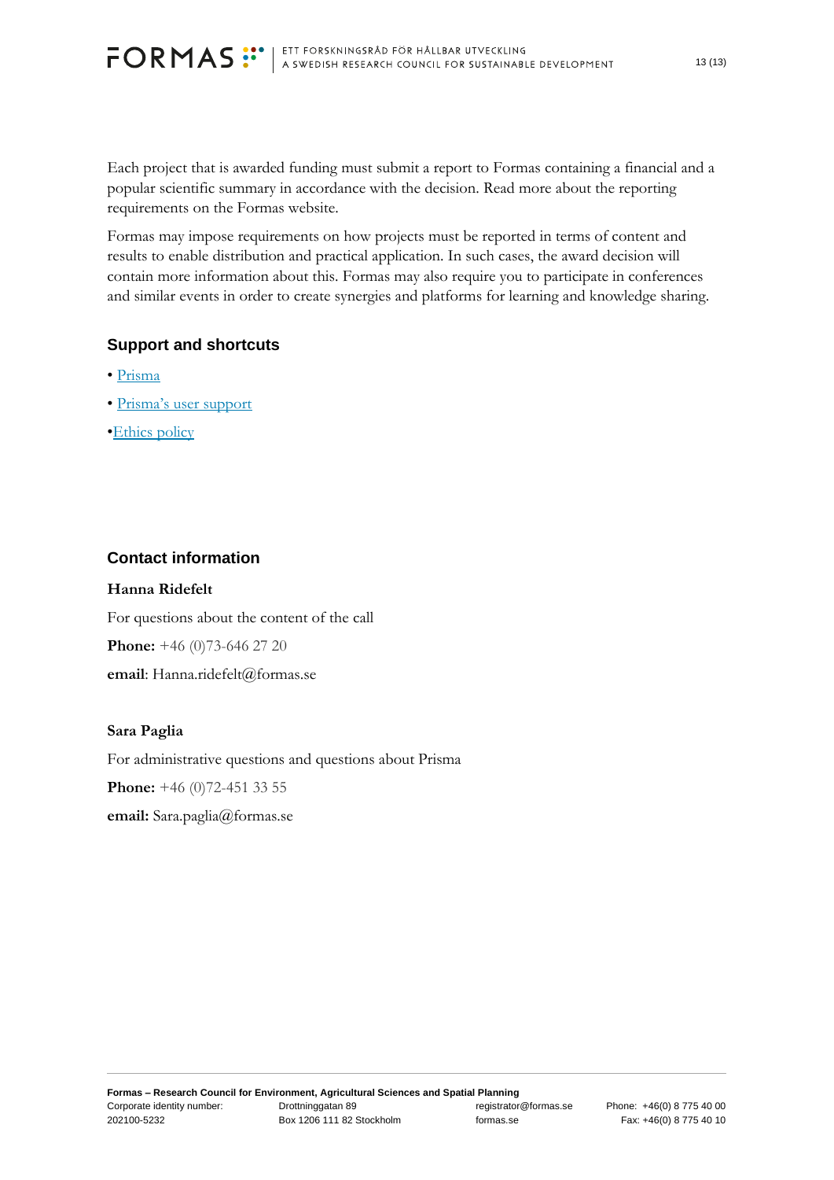Each project that is awarded funding must submit a report to Formas containing a financial and a popular scientific summary in accordance with the decision. Read more about the reporting requirements on the Formas website.

Formas may impose requirements on how projects must be reported in terms of content and results to enable distribution and practical application. In such cases, the award decision will contain more information about this. Formas may also require you to participate in conferences and similar events in order to create synergies and platforms for learning and knowledge sharing.

## Support and shortcuts

- Prisma
- Prisma's user support
- Ethics policy

## Contact information

**Hanna Ridefelt**

For questions about the content of the call

**Phone:** +46 (0)73-646 27 20

**email**: Hanna.ridefelt@formas.se

**Sara Paglia**

For administrative questions and questions about Prisma

**Phone:** +46 (0)72-451 33 55

**email:** Sara.paglia@formas.se